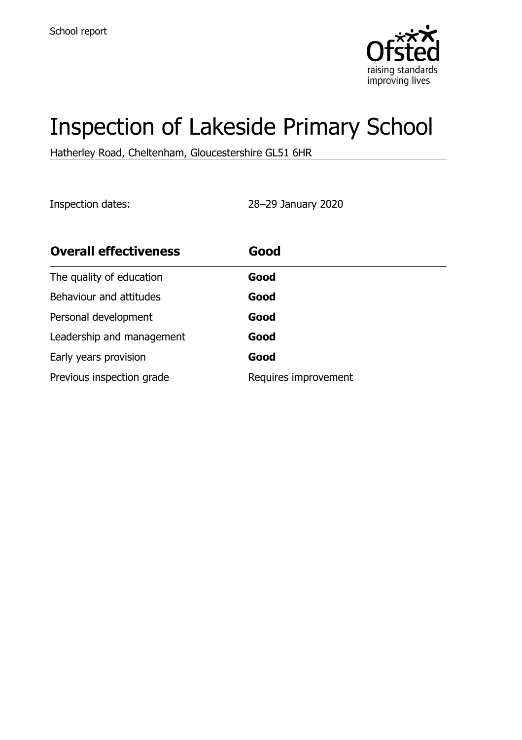School report

# Inspection of Lakeside Primary School

Hatherley Road, Cheltenham, Gloucestershire GL51 6HR

Inspection dates: 28–29 January 2020

| **Overall effectiveness** | **Good** |
| --- | --- |
| The quality of education | **Good** |
| Behaviour and attitudes | **Good** |
| Personal development | **Good** |
| Leadership and management | **Good** |
| Early years provision | **Good** |
| Previous inspection grade | Requires improvement |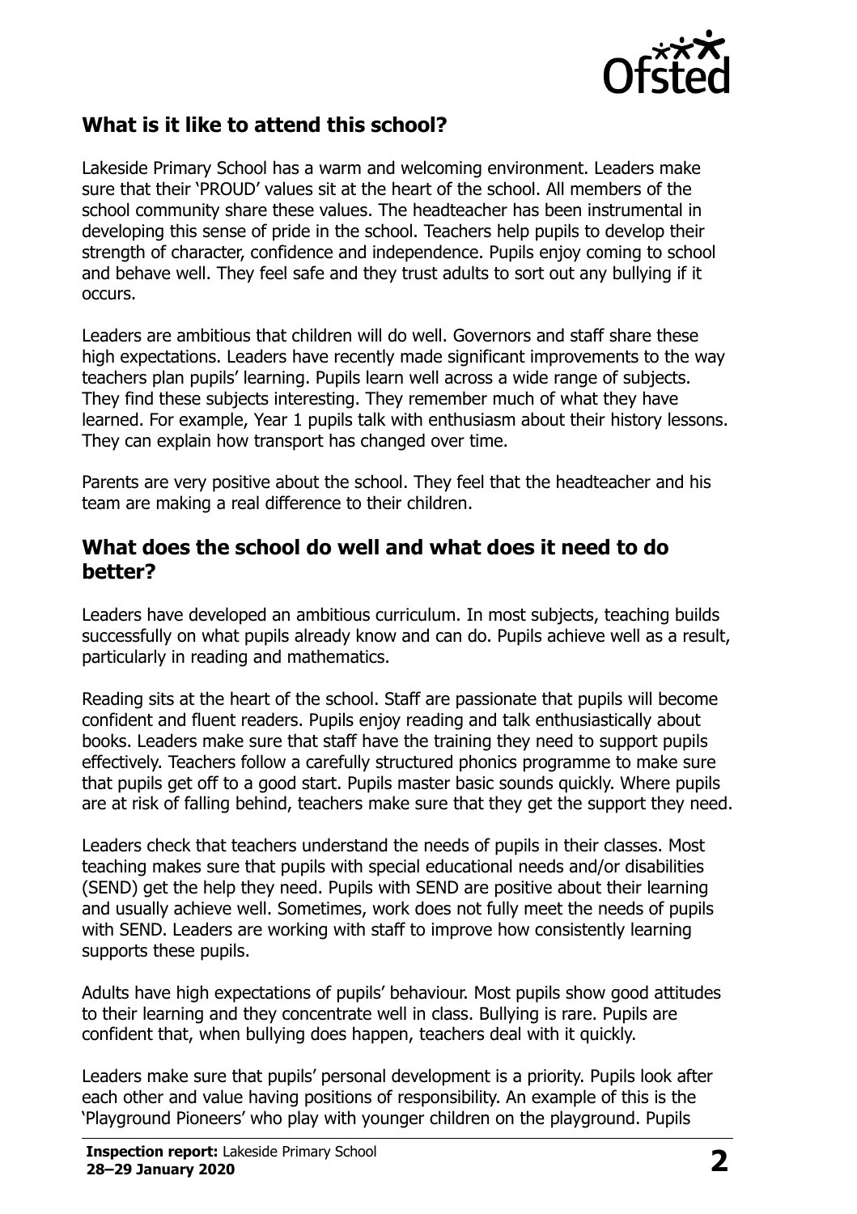## What is it like to attend this school?

Lakeside Primary School has a warm and welcoming environment. Leaders make sure that their 'PROUD' values sit at the heart of the school. All members of the school community share these values. The headteacher has been instrumental in developing this sense of pride in the school. Teachers help pupils to develop their strength of character, confidence and independence. Pupils enjoy coming to school and behave well. They feel safe and they trust adults to sort out any bullying if it occurs.

Leaders are ambitious that children will do well. Governors and staff share these high expectations. Leaders have recently made significant improvements to the way teachers plan pupils' learning. Pupils learn well across a wide range of subjects. They find these subjects interesting. They remember much of what they have learned. For example, Year 1 pupils talk with enthusiasm about their history lessons. They can explain how transport has changed over time.

Parents are very positive about the school. They feel that the headteacher and his team are making a real difference to their children.

## What does the school do well and what does it need to do better?

Leaders have developed an ambitious curriculum. In most subjects, teaching builds successfully on what pupils already know and can do. Pupils achieve well as a result, particularly in reading and mathematics.

Reading sits at the heart of the school. Staff are passionate that pupils will become confident and fluent readers. Pupils enjoy reading and talk enthusiastically about books. Leaders make sure that staff have the training they need to support pupils effectively. Teachers follow a carefully structured phonics programme to make sure that pupils get off to a good start. Pupils master basic sounds quickly. Where pupils are at risk of falling behind, teachers make sure that they get the support they need.

Leaders check that teachers understand the needs of pupils in their classes. Most teaching makes sure that pupils with special educational needs and/or disabilities (SEND) get the help they need. Pupils with SEND are positive about their learning and usually achieve well. Sometimes, work does not fully meet the needs of pupils with SEND. Leaders are working with staff to improve how consistently learning supports these pupils.

Adults have high expectations of pupils' behaviour. Most pupils show good attitudes to their learning and they concentrate well in class. Bullying is rare. Pupils are confident that, when bullying does happen, teachers deal with it quickly.

Leaders make sure that pupils' personal development is a priority. Pupils look after each other and value having positions of responsibility. An example of this is the 'Playground Pioneers' who play with younger children on the playground. Pupils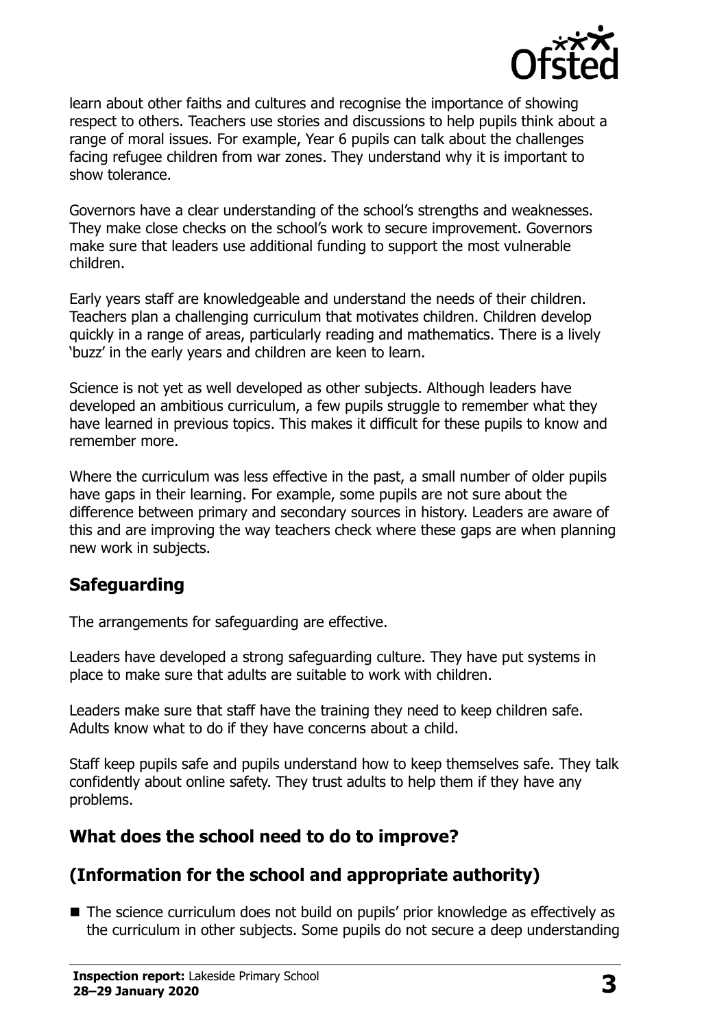learn about other faiths and cultures and recognise the importance of showing respect to others. Teachers use stories and discussions to help pupils think about a range of moral issues. For example, Year 6 pupils can talk about the challenges facing refugee children from war zones. They understand why it is important to show tolerance.

Governors have a clear understanding of the school's strengths and weaknesses. They make close checks on the school's work to secure improvement. Governors make sure that leaders use additional funding to support the most vulnerable children.

Early years staff are knowledgeable and understand the needs of their children. Teachers plan a challenging curriculum that motivates children. Children develop quickly in a range of areas, particularly reading and mathematics. There is a lively 'buzz' in the early years and children are keen to learn.

Science is not yet as well developed as other subjects. Although leaders have developed an ambitious curriculum, a few pupils struggle to remember what they have learned in previous topics. This makes it difficult for these pupils to know and remember more.

Where the curriculum was less effective in the past, a small number of older pupils have gaps in their learning. For example, some pupils are not sure about the difference between primary and secondary sources in history. Leaders are aware of this and are improving the way teachers check where these gaps are when planning new work in subjects.

## Safeguarding

The arrangements for safeguarding are effective.

Leaders have developed a strong safeguarding culture. They have put systems in place to make sure that adults are suitable to work with children.

Leaders make sure that staff have the training they need to keep children safe. Adults know what to do if they have concerns about a child.

Staff keep pupils safe and pupils understand how to keep themselves safe. They talk confidently about online safety. They trust adults to help them if they have any problems.

## What does the school need to do to improve?

## (Information for the school and appropriate authority)

- The science curriculum does not build on pupils' prior knowledge as effectively as the curriculum in other subjects. Some pupils do not secure a deep understanding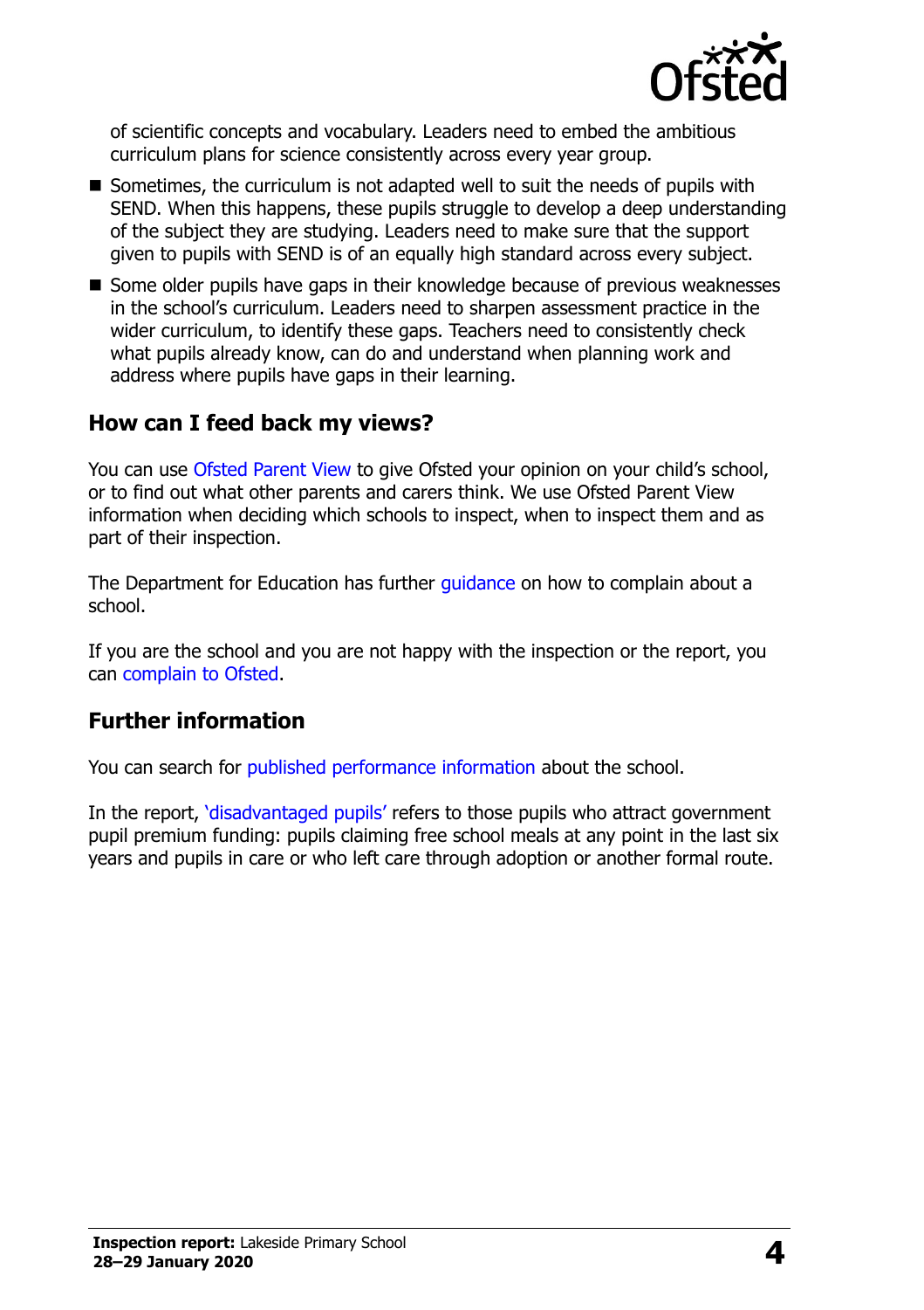of scientific concepts and vocabulary. Leaders need to embed the ambitious curriculum plans for science consistently across every year group.

- Sometimes, the curriculum is not adapted well to suit the needs of pupils with SEND. When this happens, these pupils struggle to develop a deep understanding of the subject they are studying. Leaders need to make sure that the support given to pupils with SEND is of an equally high standard across every subject.
- Some older pupils have gaps in their knowledge because of previous weaknesses in the school's curriculum. Leaders need to sharpen assessment practice in the wider curriculum, to identify these gaps. Teachers need to consistently check what pupils already know, can do and understand when planning work and address where pupils have gaps in their learning.

## How can I feed back my views?

You can use Ofsted Parent View to give Ofsted your opinion on your child's school, or to find out what other parents and carers think. We use Ofsted Parent View information when deciding which schools to inspect, when to inspect them and as part of their inspection.

The Department for Education has further guidance on how to complain about a school.

If you are the school and you are not happy with the inspection or the report, you can complain to Ofsted.

## Further information

You can search for published performance information about the school.

In the report, 'disadvantaged pupils' refers to those pupils who attract government pupil premium funding: pupils claiming free school meals at any point in the last six years and pupils in care or who left care through adoption or another formal route.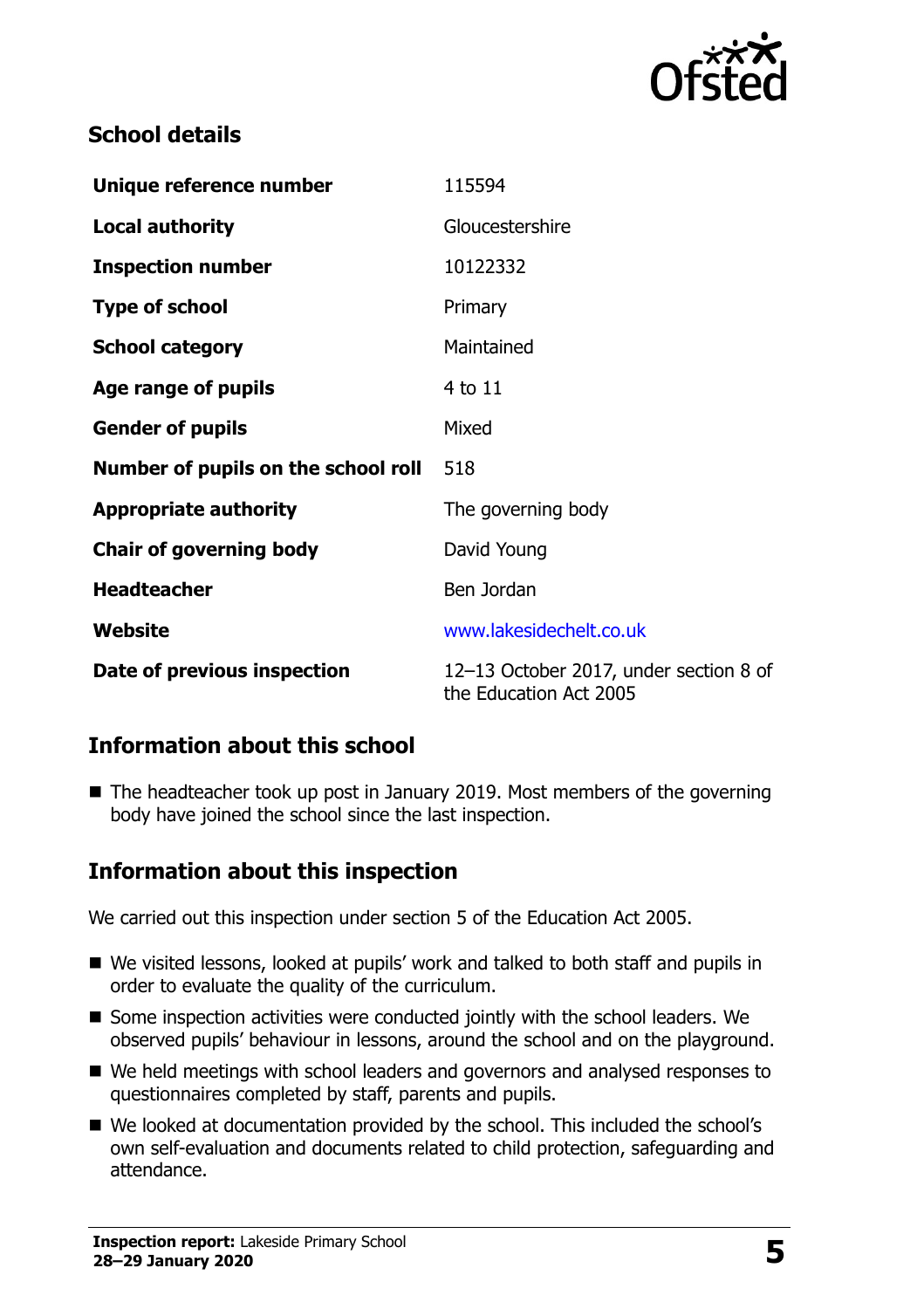## School details

| | |
|---|---|
| **Unique reference number** | 115594 |
| **Local authority** | Gloucestershire |
| **Inspection number** | 10122332 |
| **Type of school** | Primary |
| **School category** | Maintained |
| **Age range of pupils** | 4 to 11 |
| **Gender of pupils** | Mixed |
| **Number of pupils on the school roll** | 518 |
| **Appropriate authority** | The governing body |
| **Chair of governing body** | David Young |
| **Headteacher** | Ben Jordan |
| **Website** | www.lakesidechelt.co.uk |
| **Date of previous inspection** | 12–13 October 2017, under section 8 of the Education Act 2005 |

## Information about this school

- The headteacher took up post in January 2019. Most members of the governing body have joined the school since the last inspection.

## Information about this inspection

We carried out this inspection under section 5 of the Education Act 2005.

- We visited lessons, looked at pupils' work and talked to both staff and pupils in order to evaluate the quality of the curriculum.
- Some inspection activities were conducted jointly with the school leaders. We observed pupils' behaviour in lessons, around the school and on the playground.
- We held meetings with school leaders and governors and analysed responses to questionnaires completed by staff, parents and pupils.
- We looked at documentation provided by the school. This included the school's own self-evaluation and documents related to child protection, safeguarding and attendance.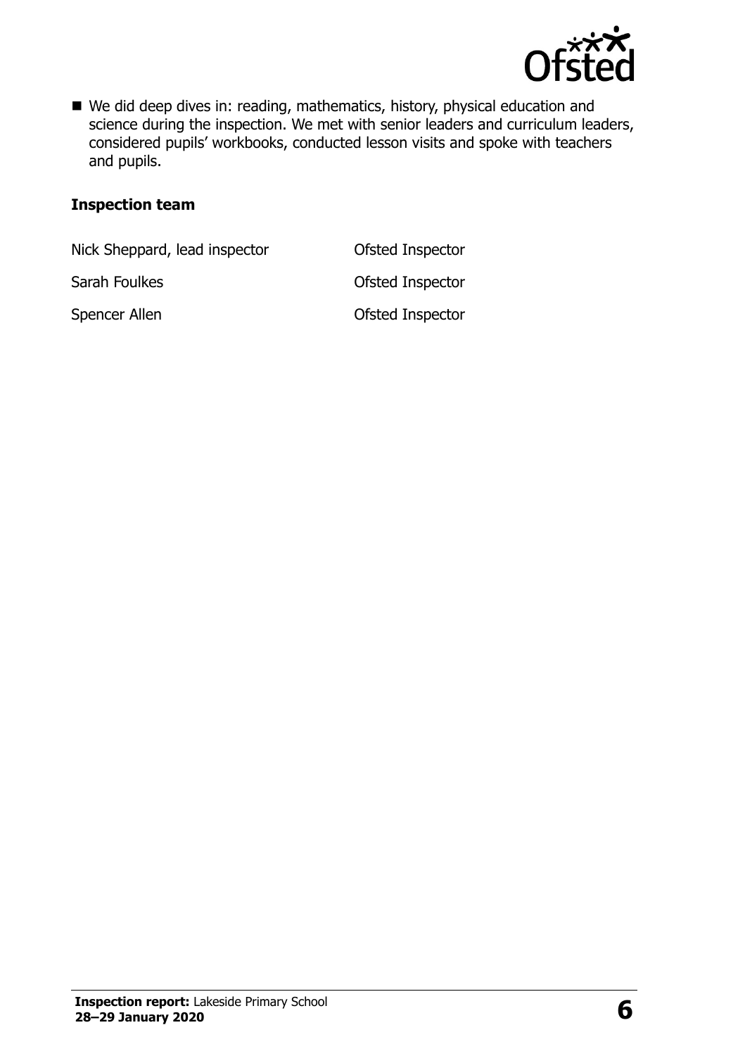- We did deep dives in: reading, mathematics, history, physical education and science during the inspection. We met with senior leaders and curriculum leaders, considered pupils' workbooks, conducted lesson visits and spoke with teachers and pupils.

### Inspection team

| | |
|---|---|
| Nick Sheppard, lead inspector | Ofsted Inspector |
| Sarah Foulkes | Ofsted Inspector |
| Spencer Allen | Ofsted Inspector |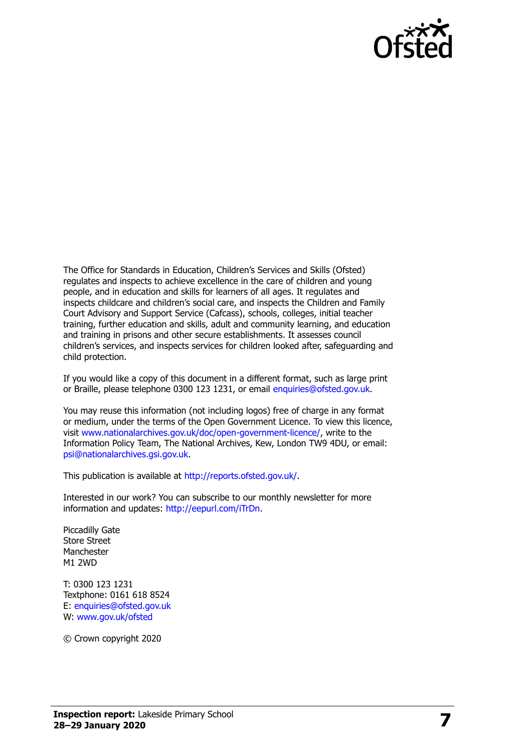The Office for Standards in Education, Children's Services and Skills (Ofsted) regulates and inspects to achieve excellence in the care of children and young people, and in education and skills for learners of all ages. It regulates and inspects childcare and children's social care, and inspects the Children and Family Court Advisory and Support Service (Cafcass), schools, colleges, initial teacher training, further education and skills, adult and community learning, and education and training in prisons and other secure establishments. It assesses council children's services, and inspects services for children looked after, safeguarding and child protection.

If you would like a copy of this document in a different format, such as large print or Braille, please telephone 0300 123 1231, or email enquiries@ofsted.gov.uk.

You may reuse this information (not including logos) free of charge in any format or medium, under the terms of the Open Government Licence. To view this licence, visit www.nationalarchives.gov.uk/doc/open-government-licence/, write to the Information Policy Team, The National Archives, Kew, London TW9 4DU, or email: psi@nationalarchives.gsi.gov.uk.

This publication is available at http://reports.ofsted.gov.uk/.

Interested in our work? You can subscribe to our monthly newsletter for more information and updates: http://eepurl.com/iTrDn.

Piccadilly Gate
Store Street
Manchester
M1 2WD

T: 0300 123 1231
Textphone: 0161 618 8524
E: enquiries@ofsted.gov.uk
W: www.gov.uk/ofsted

© Crown copyright 2020